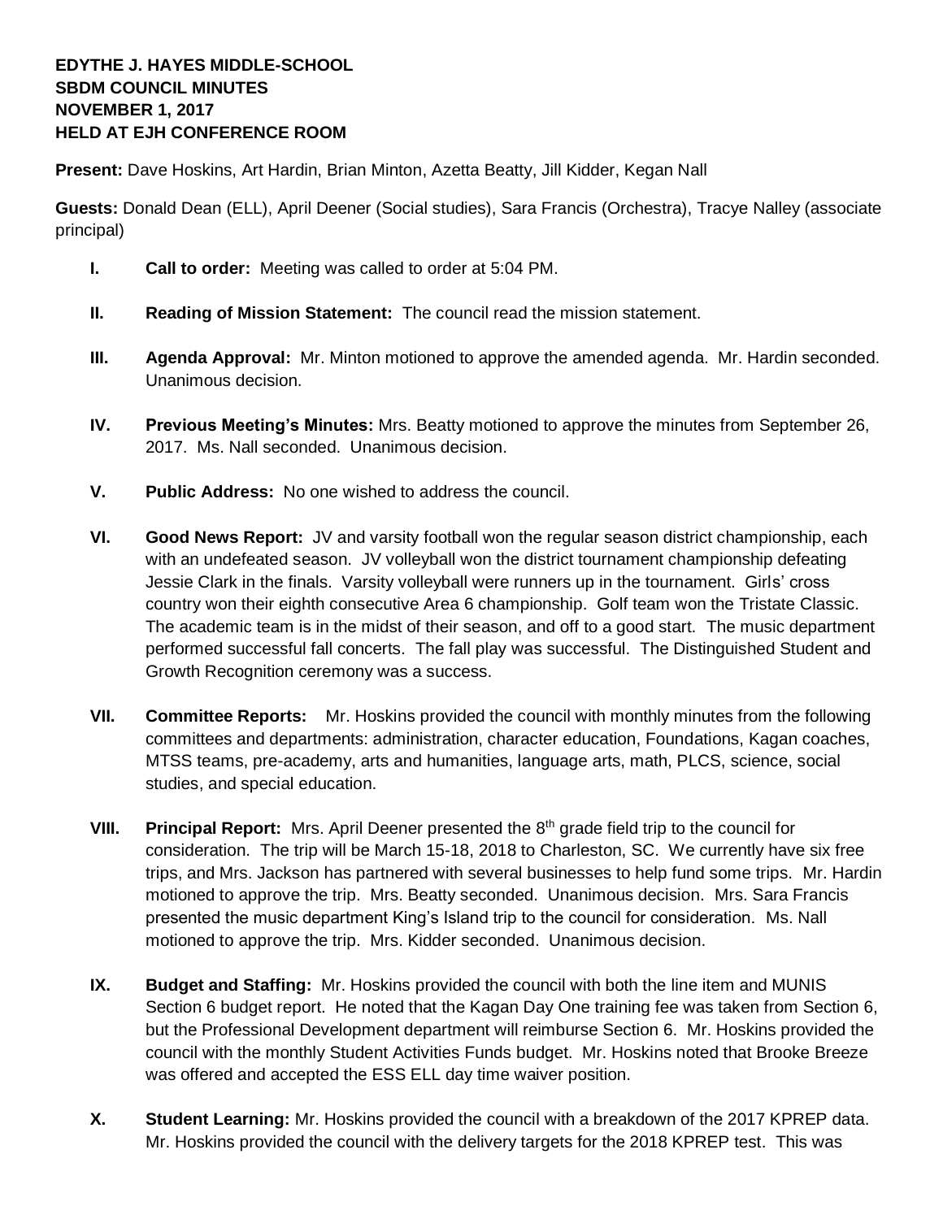**EDYTHE J. HAYES MIDDLE-SCHOOL**
**SBDM COUNCIL MINUTES**
**NOVEMBER 1, 2017**
**HELD AT EJH CONFERENCE ROOM**

**Present:** Dave Hoskins, Art Hardin, Brian Minton, Azetta Beatty, Jill Kidder, Kegan Nall

**Guests:** Donald Dean (ELL), April Deener (Social studies), Sara Francis (Orchestra), Tracye Nalley (associate principal)

- **I. Call to order:** Meeting was called to order at 5:04 PM.

- **II. Reading of Mission Statement:** The council read the mission statement.

- **III. Agenda Approval:** Mr. Minton motioned to approve the amended agenda. Mr. Hardin seconded. Unanimous decision.

- **IV. Previous Meeting's Minutes:** Mrs. Beatty motioned to approve the minutes from September 26, 2017. Ms. Nall seconded. Unanimous decision.

- **V. Public Address:** No one wished to address the council.

- **VI. Good News Report:** JV and varsity football won the regular season district championship, each with an undefeated season. JV volleyball won the district tournament championship defeating Jessie Clark in the finals. Varsity volleyball were runners up in the tournament. Girls' cross country won their eighth consecutive Area 6 championship. Golf team won the Tristate Classic. The academic team is in the midst of their season, and off to a good start. The music department performed successful fall concerts. The fall play was successful. The Distinguished Student and Growth Recognition ceremony was a success.

- **VII. Committee Reports:** Mr. Hoskins provided the council with monthly minutes from the following committees and departments: administration, character education, Foundations, Kagan coaches, MTSS teams, pre-academy, arts and humanities, language arts, math, PLCS, science, social studies, and special education.

- **VIII. Principal Report:** Mrs. April Deener presented the 8th grade field trip to the council for consideration. The trip will be March 15-18, 2018 to Charleston, SC. We currently have six free trips, and Mrs. Jackson has partnered with several businesses to help fund some trips. Mr. Hardin motioned to approve the trip. Mrs. Beatty seconded. Unanimous decision. Mrs. Sara Francis presented the music department King's Island trip to the council for consideration. Ms. Nall motioned to approve the trip. Mrs. Kidder seconded. Unanimous decision.

- **IX. Budget and Staffing:** Mr. Hoskins provided the council with both the line item and MUNIS Section 6 budget report. He noted that the Kagan Day One training fee was taken from Section 6, but the Professional Development department will reimburse Section 6. Mr. Hoskins provided the council with the monthly Student Activities Funds budget. Mr. Hoskins noted that Brooke Breeze was offered and accepted the ESS ELL day time waiver position.

- **X. Student Learning:** Mr. Hoskins provided the council with a breakdown of the 2017 KPREP data. Mr. Hoskins provided the council with the delivery targets for the 2018 KPREP test. This was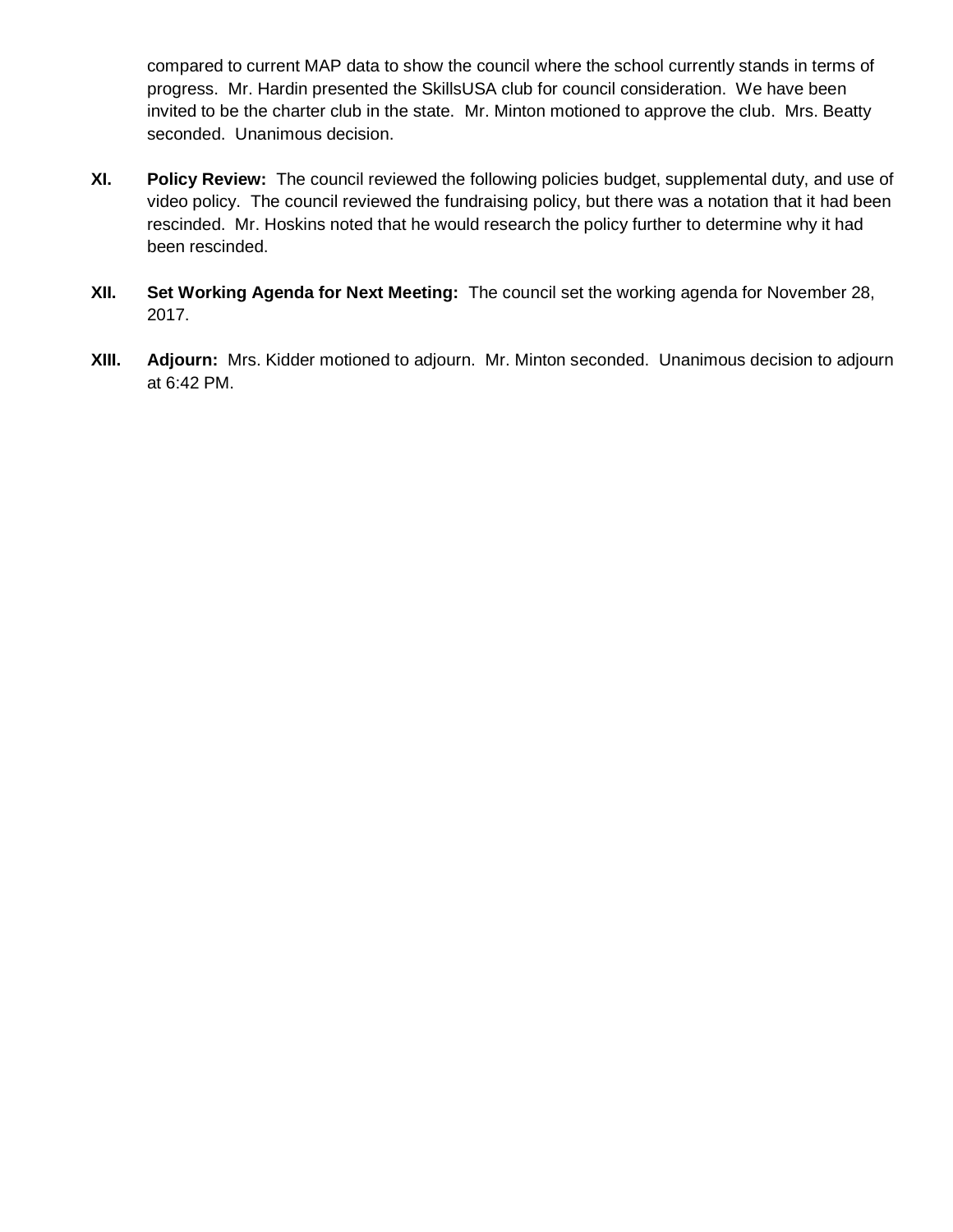compared to current MAP data to show the council where the school currently stands in terms of progress. Mr. Hardin presented the SkillsUSA club for council consideration. We have been invited to be the charter club in the state. Mr. Minton motioned to approve the club. Mrs. Beatty seconded. Unanimous decision.

**XI. Policy Review:** The council reviewed the following policies budget, supplemental duty, and use of video policy. The council reviewed the fundraising policy, but there was a notation that it had been rescinded. Mr. Hoskins noted that he would research the policy further to determine why it had been rescinded.

**XII. Set Working Agenda for Next Meeting:** The council set the working agenda for November 28, 2017.

**XIII. Adjourn:** Mrs. Kidder motioned to adjourn. Mr. Minton seconded. Unanimous decision to adjourn at 6:42 PM.